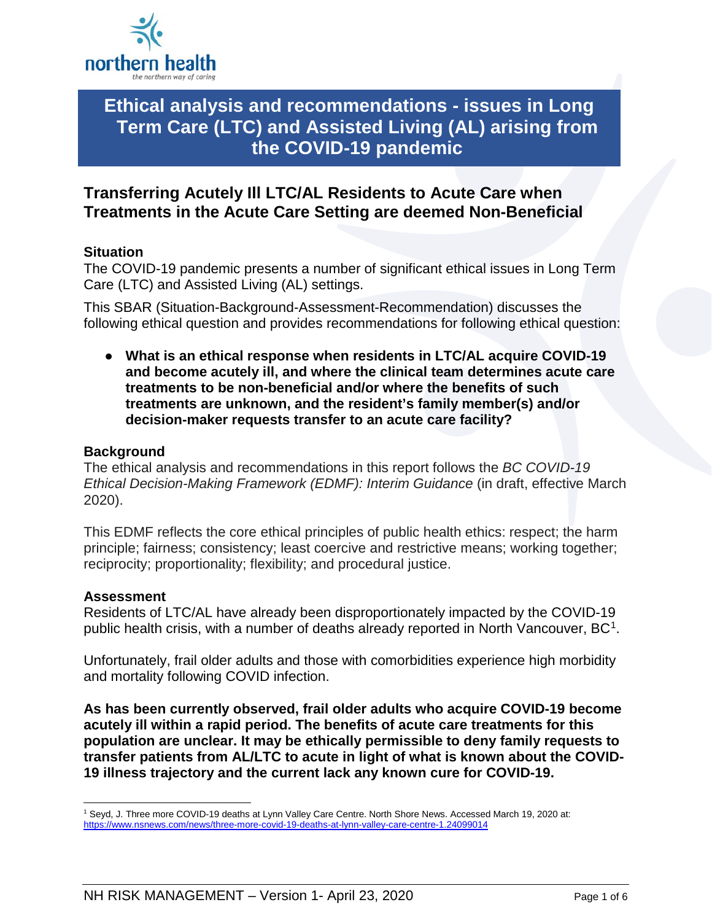northern health
the northern way of caring

# Ethical analysis and recommendations - issues in Long Term Care (LTC) and Assisted Living (AL) arising from the COVID-19 pandemic

## Transferring Acutely Ill LTC/AL Residents to Acute Care when Treatments in the Acute Care Setting are deemed Non-Beneficial

### Situation

The COVID-19 pandemic presents a number of significant ethical issues in Long Term Care (LTC) and Assisted Living (AL) settings.

This SBAR (Situation-Background-Assessment-Recommendation) discusses the following ethical question and provides recommendations for following ethical question:

- **What is an ethical response when residents in LTC/AL acquire COVID-19 and become acutely ill, and where the clinical team determines acute care treatments to be non-beneficial and/or where the benefits of such treatments are unknown, and the resident's family member(s) and/or decision-maker requests transfer to an acute care facility?**

### Background

The ethical analysis and recommendations in this report follows the *BC COVID-19 Ethical Decision-Making Framework (EDMF): Interim Guidance* (in draft, effective March 2020).

This EDMF reflects the core ethical principles of public health ethics: respect; the harm principle; fairness; consistency; least coercive and restrictive means; working together; reciprocity; proportionality; flexibility; and procedural justice.

### Assessment

Residents of LTC/AL have already been disproportionately impacted by the COVID-19 public health crisis, with a number of deaths already reported in North Vancouver, BC[1].

Unfortunately, frail older adults and those with comorbidities experience high morbidity and mortality following COVID infection.

**As has been currently observed, frail older adults who acquire COVID-19 become acutely ill within a rapid period. The benefits of acute care treatments for this population are unclear. It may be ethically permissible to deny family requests to transfer patients from AL/LTC to acute in light of what is known about the COVID-19 illness trajectory and the current lack any known cure for COVID-19.**

---

[1] Seyd, J. Three more COVID-19 deaths at Lynn Valley Care Centre. North Shore News. Accessed March 19, 2020 at: https://www.nsnews.com/news/three-more-covid-19-deaths-at-lynn-valley-care-centre-1.24099014

NH RISK MANAGEMENT – Version 1- April 23, 2020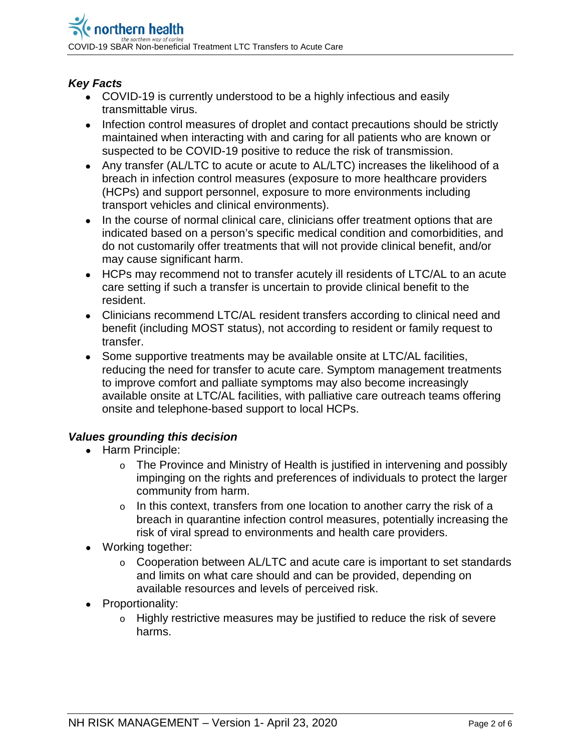***Key Facts***

- COVID-19 is currently understood to be a highly infectious and easily transmittable virus.
- Infection control measures of droplet and contact precautions should be strictly maintained when interacting with and caring for all patients who are known or suspected to be COVID-19 positive to reduce the risk of transmission.
- Any transfer (AL/LTC to acute or acute to AL/LTC) increases the likelihood of a breach in infection control measures (exposure to more healthcare providers (HCPs) and support personnel, exposure to more environments including transport vehicles and clinical environments).
- In the course of normal clinical care, clinicians offer treatment options that are indicated based on a person's specific medical condition and comorbidities, and do not customarily offer treatments that will not provide clinical benefit, and/or may cause significant harm.
- HCPs may recommend not to transfer acutely ill residents of LTC/AL to an acute care setting if such a transfer is uncertain to provide clinical benefit to the resident.
- Clinicians recommend LTC/AL resident transfers according to clinical need and benefit (including MOST status), not according to resident or family request to transfer.
- Some supportive treatments may be available onsite at LTC/AL facilities, reducing the need for transfer to acute care. Symptom management treatments to improve comfort and palliate symptoms may also become increasingly available onsite at LTC/AL facilities, with palliative care outreach teams offering onsite and telephone-based support to local HCPs.

***Values grounding this decision***

- Harm Principle:
  - The Province and Ministry of Health is justified in intervening and possibly impinging on the rights and preferences of individuals to protect the larger community from harm.
  - In this context, transfers from one location to another carry the risk of a breach in quarantine infection control measures, potentially increasing the risk of viral spread to environments and health care providers.
- Working together:
  - Cooperation between AL/LTC and acute care is important to set standards and limits on what care should and can be provided, depending on available resources and levels of perceived risk.
- Proportionality:
  - Highly restrictive measures may be justified to reduce the risk of severe harms.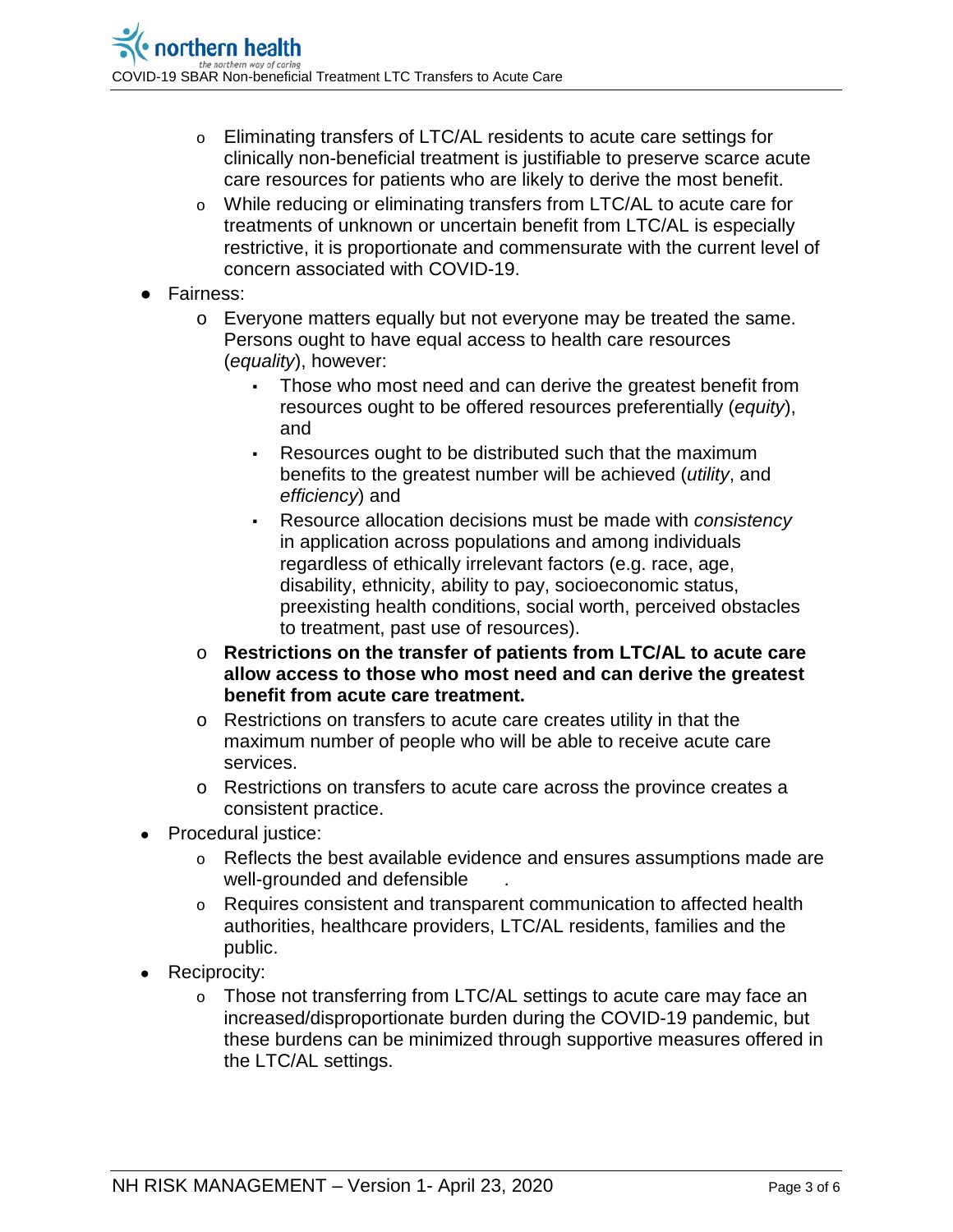- Eliminating transfers of LTC/AL residents to acute care settings for clinically non-beneficial treatment is justifiable to preserve scarce acute care resources for patients who are likely to derive the most benefit.
- While reducing or eliminating transfers from LTC/AL to acute care for treatments of unknown or uncertain benefit from LTC/AL is especially restrictive, it is proportionate and commensurate with the current level of concern associated with COVID-19.

- Fairness:
  - Everyone matters equally but not everyone may be treated the same. Persons ought to have equal access to health care resources (*equality*), however:
    - Those who most need and can derive the greatest benefit from resources ought to be offered resources preferentially (*equity*), and
    - Resources ought to be distributed such that the maximum benefits to the greatest number will be achieved (*utility*, and *efficiency*) and
    - Resource allocation decisions must be made with *consistency* in application across populations and among individuals regardless of ethically irrelevant factors (e.g. race, age, disability, ethnicity, ability to pay, socioeconomic status, preexisting health conditions, social worth, perceived obstacles to treatment, past use of resources).
  - **Restrictions on the transfer of patients from LTC/AL to acute care allow access to those who most need and can derive the greatest benefit from acute care treatment.**
  - Restrictions on transfers to acute care creates utility in that the maximum number of people who will be able to receive acute care services.
  - Restrictions on transfers to acute care across the province creates a consistent practice.
- Procedural justice:
  - Reflects the best available evidence and ensures assumptions made are well-grounded and defensible .
  - Requires consistent and transparent communication to affected health authorities, healthcare providers, LTC/AL residents, families and the public.
- Reciprocity:
  - Those not transferring from LTC/AL settings to acute care may face an increased/disproportionate burden during the COVID-19 pandemic, but these burdens can be minimized through supportive measures offered in the LTC/AL settings.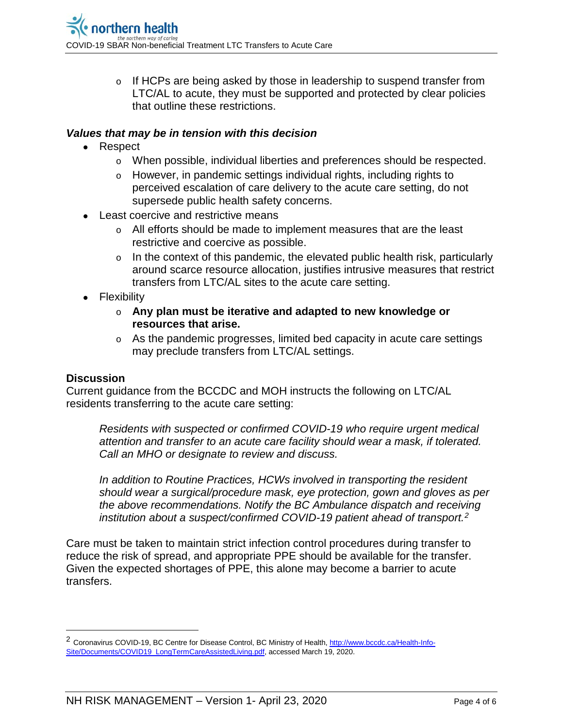- If HCPs are being asked by those in leadership to suspend transfer from LTC/AL to acute, they must be supported and protected by clear policies that outline these restrictions.

### *Values that may be in tension with this decision*

- Respect
  - When possible, individual liberties and preferences should be respected.
  - However, in pandemic settings individual rights, including rights to perceived escalation of care delivery to the acute care setting, do not supersede public health safety concerns.
- Least coercive and restrictive means
  - All efforts should be made to implement measures that are the least restrictive and coercive as possible.
  - In the context of this pandemic, the elevated public health risk, particularly around scarce resource allocation, justifies intrusive measures that restrict transfers from LTC/AL sites to the acute care setting.
- Flexibility
  - **Any plan must be iterative and adapted to new knowledge or resources that arise.**
  - As the pandemic progresses, limited bed capacity in acute care settings may preclude transfers from LTC/AL settings.

### Discussion

Current guidance from the BCCDC and MOH instructs the following on LTC/AL residents transferring to the acute care setting:

> *Residents with suspected or confirmed COVID-19 who require urgent medical attention and transfer to an acute care facility should wear a mask, if tolerated. Call an MHO or designate to review and discuss.*
>
> *In addition to Routine Practices, HCWs involved in transporting the resident should wear a surgical/procedure mask, eye protection, gown and gloves as per the above recommendations. Notify the BC Ambulance dispatch and receiving institution about a suspect/confirmed COVID-19 patient ahead of transport.*[2]

Care must be taken to maintain strict infection control procedures during transfer to reduce the risk of spread, and appropriate PPE should be available for the transfer. Given the expected shortages of PPE, this alone may become a barrier to acute transfers.

---

[2] Coronavirus COVID-19, BC Centre for Disease Control, BC Ministry of Health, http://www.bccdc.ca/Health-Info-Site/Documents/COVID19_LongTermCareAssistedLiving.pdf, accessed March 19, 2020.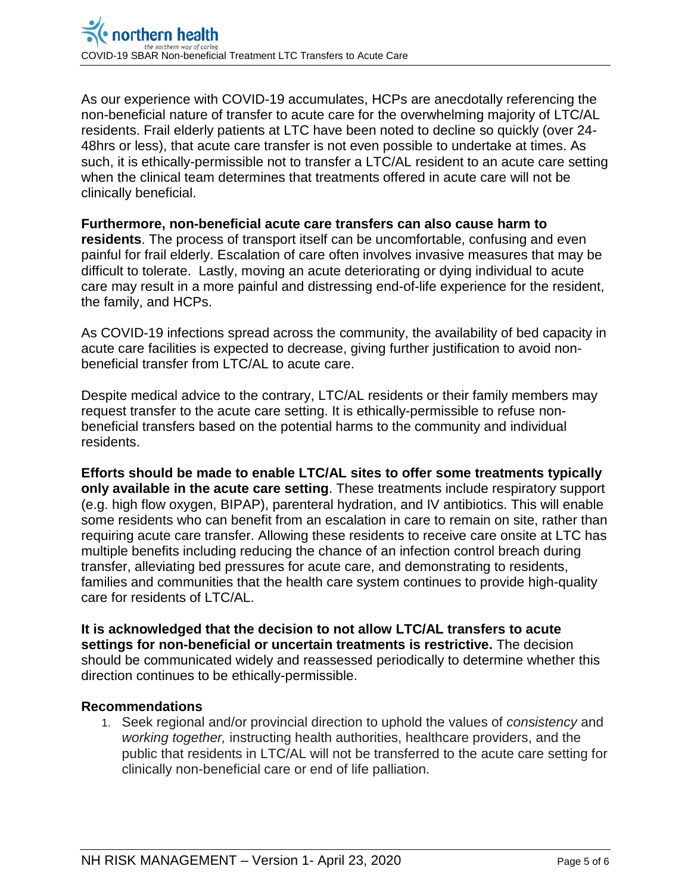As our experience with COVID-19 accumulates, HCPs are anecdotally referencing the non-beneficial nature of transfer to acute care for the overwhelming majority of LTC/AL residents. Frail elderly patients at LTC have been noted to decline so quickly (over 24-48hrs or less), that acute care transfer is not even possible to undertake at times. As such, it is ethically-permissible not to transfer a LTC/AL resident to an acute care setting when the clinical team determines that treatments offered in acute care will not be clinically beneficial.

**Furthermore, non-beneficial acute care transfers can also cause harm to residents**. The process of transport itself can be uncomfortable, confusing and even painful for frail elderly. Escalation of care often involves invasive measures that may be difficult to tolerate. Lastly, moving an acute deteriorating or dying individual to acute care may result in a more painful and distressing end-of-life experience for the resident, the family, and HCPs.

As COVID-19 infections spread across the community, the availability of bed capacity in acute care facilities is expected to decrease, giving further justification to avoid non-beneficial transfer from LTC/AL to acute care.

Despite medical advice to the contrary, LTC/AL residents or their family members may request transfer to the acute care setting. It is ethically-permissible to refuse non-beneficial transfers based on the potential harms to the community and individual residents.

**Efforts should be made to enable LTC/AL sites to offer some treatments typically only available in the acute care setting**. These treatments include respiratory support (e.g. high flow oxygen, BIPAP), parenteral hydration, and IV antibiotics. This will enable some residents who can benefit from an escalation in care to remain on site, rather than requiring acute care transfer. Allowing these residents to receive care onsite at LTC has multiple benefits including reducing the chance of an infection control breach during transfer, alleviating bed pressures for acute care, and demonstrating to residents, families and communities that the health care system continues to provide high-quality care for residents of LTC/AL.

**It is acknowledged that the decision to not allow LTC/AL transfers to acute settings for non-beneficial or uncertain treatments is restrictive.** The decision should be communicated widely and reassessed periodically to determine whether this direction continues to be ethically-permissible.

### Recommendations

1. Seek regional and/or provincial direction to uphold the values of *consistency* and *working together,* instructing health authorities, healthcare providers, and the public that residents in LTC/AL will not be transferred to the acute care setting for clinically non-beneficial care or end of life palliation.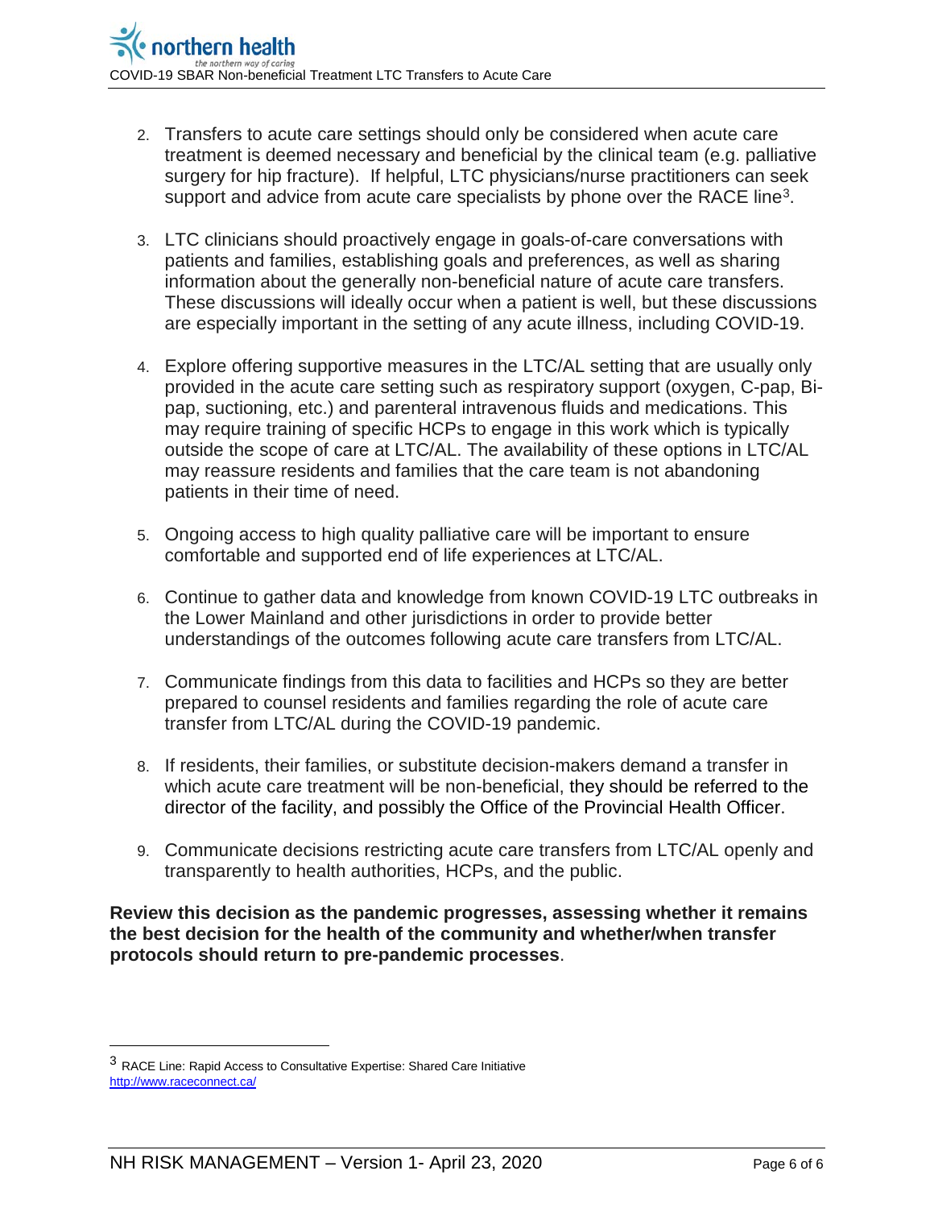2. Transfers to acute care settings should only be considered when acute care treatment is deemed necessary and beneficial by the clinical team (e.g. palliative surgery for hip fracture). If helpful, LTC physicians/nurse practitioners can seek support and advice from acute care specialists by phone over the RACE line[3].

3. LTC clinicians should proactively engage in goals-of-care conversations with patients and families, establishing goals and preferences, as well as sharing information about the generally non-beneficial nature of acute care transfers. These discussions will ideally occur when a patient is well, but these discussions are especially important in the setting of any acute illness, including COVID-19.

4. Explore offering supportive measures in the LTC/AL setting that are usually only provided in the acute care setting such as respiratory support (oxygen, C-pap, Bi-pap, suctioning, etc.) and parenteral intravenous fluids and medications. This may require training of specific HCPs to engage in this work which is typically outside the scope of care at LTC/AL. The availability of these options in LTC/AL may reassure residents and families that the care team is not abandoning patients in their time of need.

5. Ongoing access to high quality palliative care will be important to ensure comfortable and supported end of life experiences at LTC/AL.

6. Continue to gather data and knowledge from known COVID-19 LTC outbreaks in the Lower Mainland and other jurisdictions in order to provide better understandings of the outcomes following acute care transfers from LTC/AL.

7. Communicate findings from this data to facilities and HCPs so they are better prepared to counsel residents and families regarding the role of acute care transfer from LTC/AL during the COVID-19 pandemic.

8. If residents, their families, or substitute decision-makers demand a transfer in which acute care treatment will be non-beneficial, they should be referred to the director of the facility, and possibly the Office of the Provincial Health Officer.

9. Communicate decisions restricting acute care transfers from LTC/AL openly and transparently to health authorities, HCPs, and the public.

**Review this decision as the pandemic progresses, assessing whether it remains the best decision for the health of the community and whether/when transfer protocols should return to pre-pandemic processes**.

---

[3] RACE Line: Rapid Access to Consultative Expertise: Shared Care Initiative http://www.raceconnect.ca/